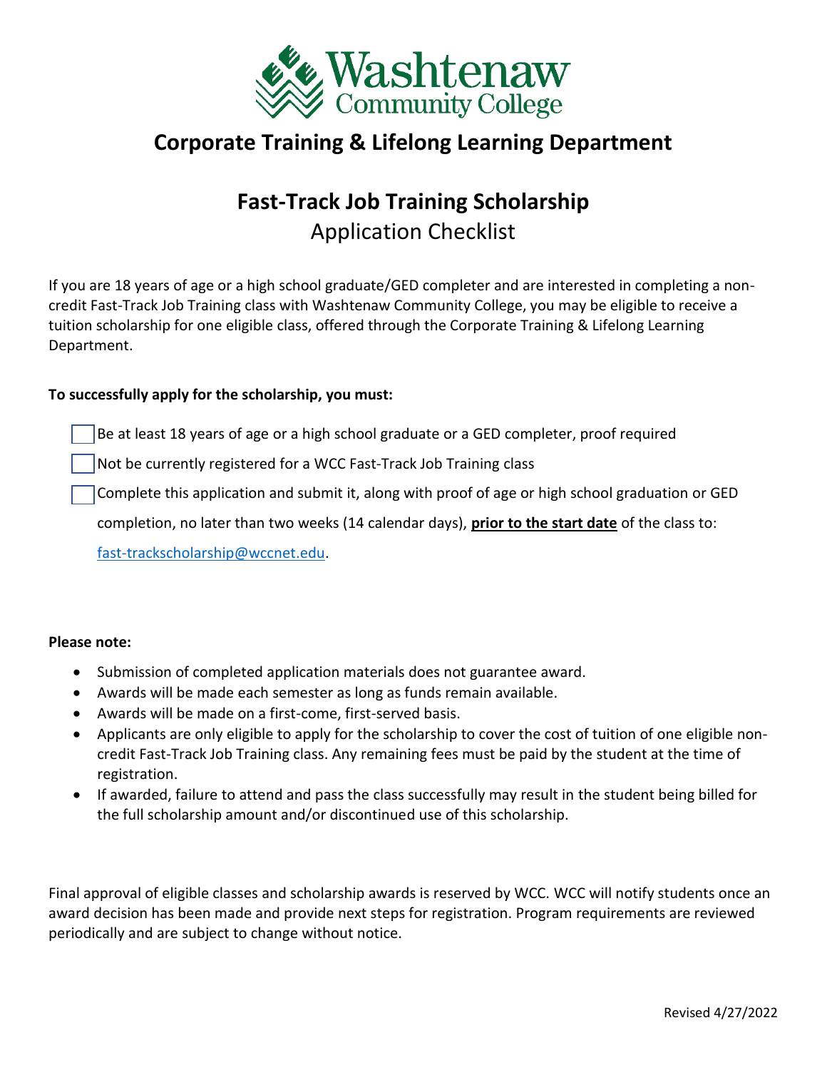# Washtenaw Community College

## Corporate Training & Lifelong Learning Department

## Fast-Track Job Training Scholarship

### Application Checklist

If you are 18 years of age or a high school graduate/GED completer and are interested in completing a non-credit Fast-Track Job Training class with Washtenaw Community College, you may be eligible to receive a tuition scholarship for one eligible class, offered through the Corporate Training & Lifelong Learning Department.

**To successfully apply for the scholarship, you must:**

- [ ] Be at least 18 years of age or a high school graduate or a GED completer, proof required
- [ ] Not be currently registered for a WCC Fast-Track Job Training class
- [ ] Complete this application and submit it, along with proof of age or high school graduation or GED completion, no later than two weeks (14 calendar days), **prior to the start date** of the class to: fast-trackscholarship@wccnet.edu.

**Please note:**

- Submission of completed application materials does not guarantee award.
- Awards will be made each semester as long as funds remain available.
- Awards will be made on a first-come, first-served basis.
- Applicants are only eligible to apply for the scholarship to cover the cost of tuition of one eligible non-credit Fast-Track Job Training class. Any remaining fees must be paid by the student at the time of registration.
- If awarded, failure to attend and pass the class successfully may result in the student being billed for the full scholarship amount and/or discontinued use of this scholarship.

Final approval of eligible classes and scholarship awards is reserved by WCC. WCC will notify students once an award decision has been made and provide next steps for registration. Program requirements are reviewed periodically and are subject to change without notice.

Revised 4/27/2022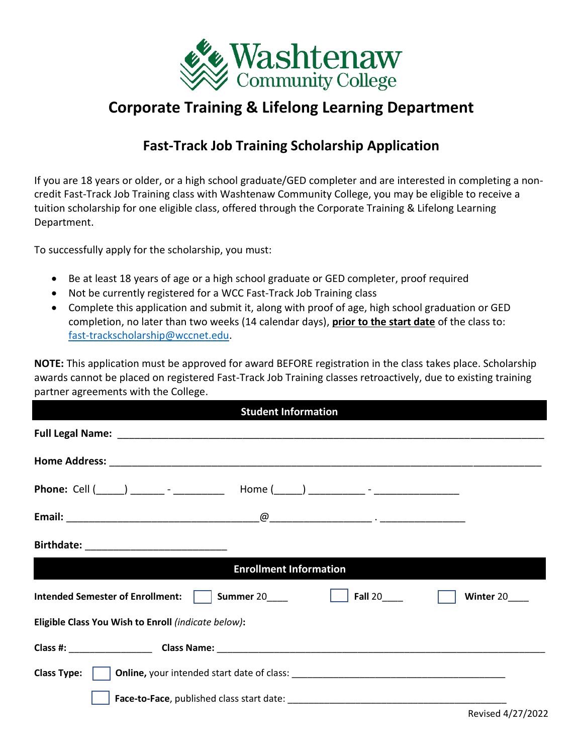# Washtenaw Community College

## Corporate Training & Lifelong Learning Department

### Fast-Track Job Training Scholarship Application

If you are 18 years or older, or a high school graduate/GED completer and are interested in completing a non-credit Fast-Track Job Training class with Washtenaw Community College, you may be eligible to receive a tuition scholarship for one eligible class, offered through the Corporate Training & Lifelong Learning Department.

To successfully apply for the scholarship, you must:

- Be at least 18 years of age or a high school graduate or GED completer, proof required
- Not be currently registered for a WCC Fast-Track Job Training class
- Complete this application and submit it, along with proof of age, high school graduation or GED completion, no later than two weeks (14 calendar days), **prior to the start date** of the class to: fast-trackscholarship@wccnet.edu.

**NOTE:** This application must be approved for award BEFORE registration in the class takes place. Scholarship awards cannot be placed on registered Fast-Track Job Training classes retroactively, due to existing training partner agreements with the College.

**Student Information**

**Full Legal Name:** ______________________________________________

**Home Address:** ______________________________________________

**Phone:** Cell (_____) ______ - _________ Home (_____) __________ - _______________

**Email:** __________________________________@__________________ . _______________

**Birthdate:** _________________________

**Enrollment Information**

**Intended Semester of Enrollment:** ☐ **Summer** 20____ ☐ **Fall** 20____ ☐ **Winter** 20____

**Eligible Class You Wish to Enroll** *(indicate below)*:

**Class #:** ________________ **Class Name:** ______________________________________________

**Class Type:** ☐ **Online,** your intended start date of class: ________________________________________

☐ **Face-to-Face**, published class start date: ________________________________________

Revised 4/27/2022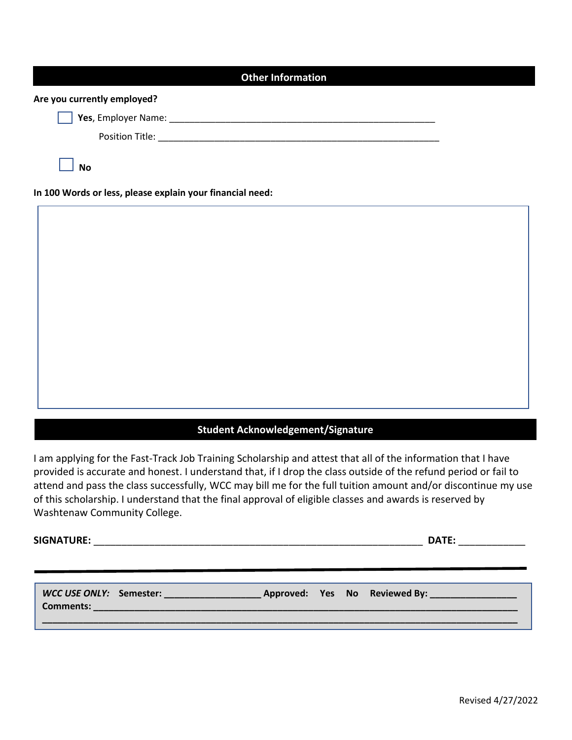## Other Information

**Are you currently employed?**

☐ **Yes**, Employer Name: ______________________________________________________

Position Title: ______________________________________________________

☐ **No**

**In 100 Words or less, please explain your financial need:**

## Student Acknowledgement/Signature

I am applying for the Fast-Track Job Training Scholarship and attest that all of the information that I have provided is accurate and honest. I understand that, if I drop the class outside of the refund period or fail to attend and pass the class successfully, WCC may bill me for the full tuition amount and/or discontinue my use of this scholarship. I understand that the final approval of eligible classes and awards is reserved by Washtenaw Community College.

**SIGNATURE:** ____________________________________________________________ **DATE:** ____________

***WCC USE ONLY:*** **Semester:** __________________ **Approved: Yes No Reviewed By:** ________________
**Comments:** ________________________________________________________________________________
____________________________________________________________________________________________

Revised 4/27/2022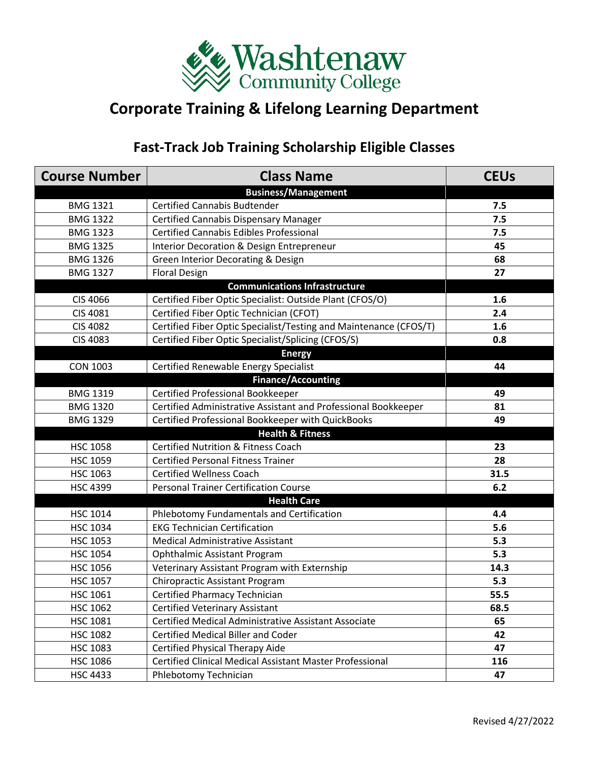Washtenaw Community College

# Corporate Training & Lifelong Learning Department

## Fast-Track Job Training Scholarship Eligible Classes

| Course Number | Class Name | CEUs |
|---|---|---|
| | **Business/Management** | |
| BMG 1321 | Certified Cannabis Budtender | **7.5** |
| BMG 1322 | Certified Cannabis Dispensary Manager | **7.5** |
| BMG 1323 | Certified Cannabis Edibles Professional | **7.5** |
| BMG 1325 | Interior Decoration & Design Entrepreneur | **45** |
| BMG 1326 | Green Interior Decorating & Design | **68** |
| BMG 1327 | Floral Design | **27** |
| | **Communications Infrastructure** | |
| CIS 4066 | Certified Fiber Optic Specialist: Outside Plant (CFOS/O) | **1.6** |
| CIS 4081 | Certified Fiber Optic Technician (CFOT) | **2.4** |
| CIS 4082 | Certified Fiber Optic Specialist/Testing and Maintenance (CFOS/T) | **1.6** |
| CIS 4083 | Certified Fiber Optic Specialist/Splicing (CFOS/S) | **0.8** |
| | **Energy** | |
| CON 1003 | Certified Renewable Energy Specialist | **44** |
| | **Finance/Accounting** | |
| BMG 1319 | Certified Professional Bookkeeper | **49** |
| BMG 1320 | Certified Administrative Assistant and Professional Bookkeeper | **81** |
| BMG 1329 | Certified Professional Bookkeeper with QuickBooks | **49** |
| | **Health & Fitness** | |
| HSC 1058 | Certified Nutrition & Fitness Coach | **23** |
| HSC 1059 | Certified Personal Fitness Trainer | **28** |
| HSC 1063 | Certified Wellness Coach | **31.5** |
| HSC 4399 | Personal Trainer Certification Course | **6.2** |
| | **Health Care** | |
| HSC 1014 | Phlebotomy Fundamentals and Certification | **4.4** |
| HSC 1034 | EKG Technician Certification | **5.6** |
| HSC 1053 | Medical Administrative Assistant | **5.3** |
| HSC 1054 | Ophthalmic Assistant Program | **5.3** |
| HSC 1056 | Veterinary Assistant Program with Externship | **14.3** |
| HSC 1057 | Chiropractic Assistant Program | **5.3** |
| HSC 1061 | Certified Pharmacy Technician | **55.5** |
| HSC 1062 | Certified Veterinary Assistant | **68.5** |
| HSC 1081 | Certified Medical Administrative Assistant Associate | **65** |
| HSC 1082 | Certified Medical Biller and Coder | **42** |
| HSC 1083 | Certified Physical Therapy Aide | **47** |
| HSC 1086 | Certified Clinical Medical Assistant Master Professional | **116** |
| HSC 4433 | Phlebotomy Technician | **47** |

Revised 4/27/2022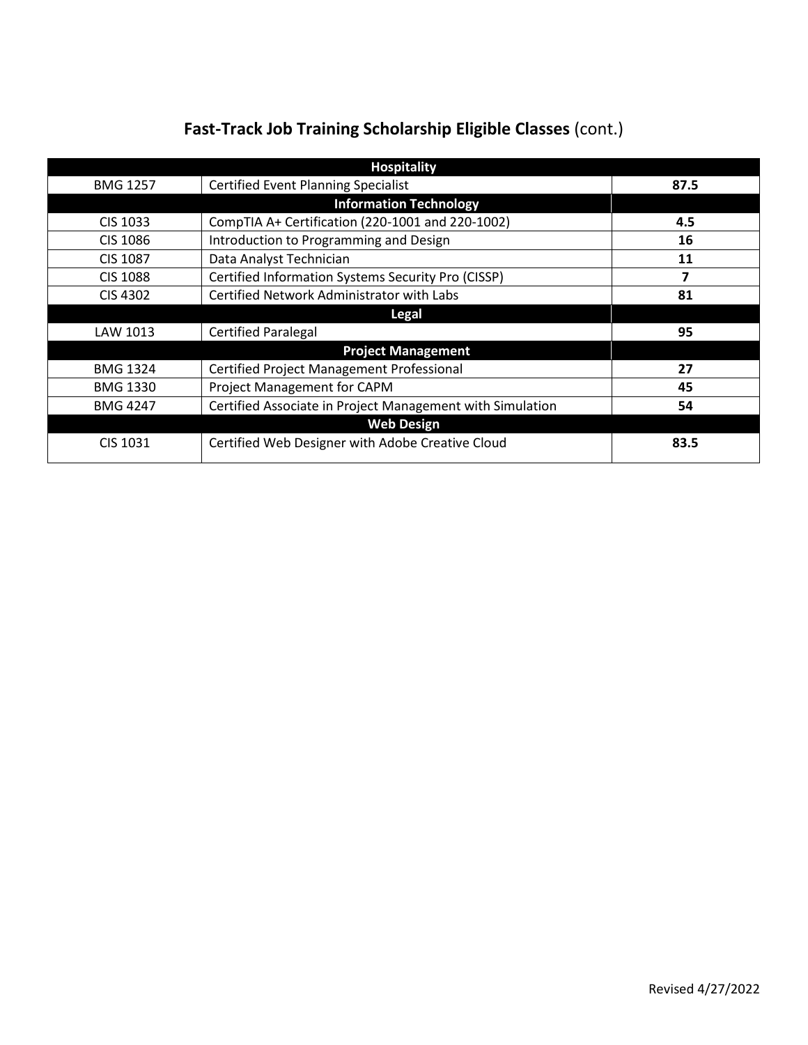## **Fast-Track Job Training Scholarship Eligible Classes** (cont.)

| | | |
|---|---|---|
| **Hospitality** | | |
| BMG 1257 | Certified Event Planning Specialist | **87.5** |
| **Information Technology** | | |
| CIS 1033 | CompTIA A+ Certification (220-1001 and 220-1002) | **4.5** |
| CIS 1086 | Introduction to Programming and Design | **16** |
| CIS 1087 | Data Analyst Technician | **11** |
| CIS 1088 | Certified Information Systems Security Pro (CISSP) | **7** |
| CIS 4302 | Certified Network Administrator with Labs | **81** |
| **Legal** | | |
| LAW 1013 | Certified Paralegal | **95** |
| **Project Management** | | |
| BMG 1324 | Certified Project Management Professional | **27** |
| BMG 1330 | Project Management for CAPM | **45** |
| BMG 4247 | Certified Associate in Project Management with Simulation | **54** |
| **Web Design** | | |
| CIS 1031 | Certified Web Designer with Adobe Creative Cloud | **83.5** |

Revised 4/27/2022